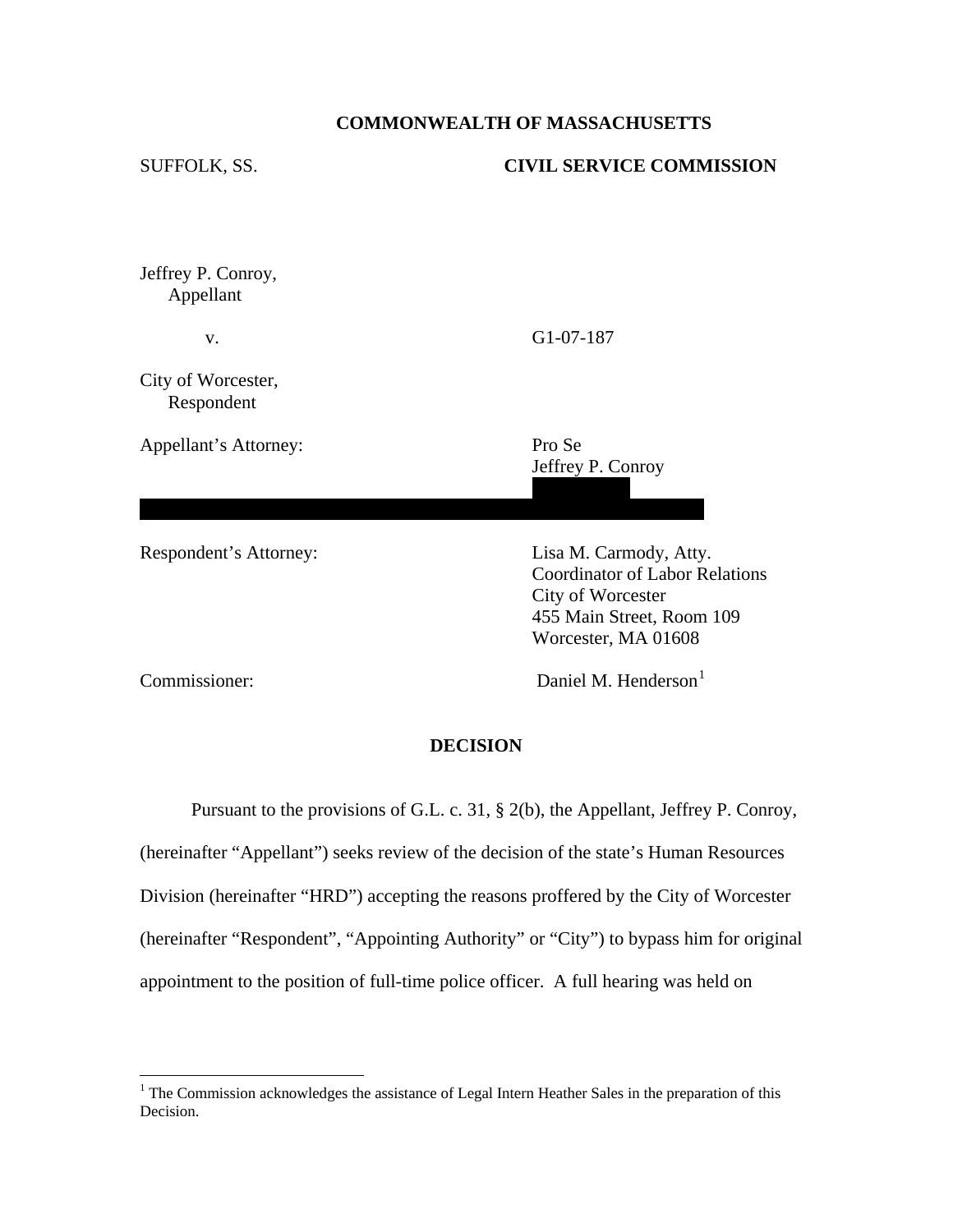**COMMONWEALTH OF MASSACHUSETTS**

SUFFOLK, SS. **CIVIL SERVICE COMMISSION**

Jeffrey P. Conroy,
Appellant

v. G1-07-187

City of Worcester,
Respondent

Appellant's Attorney: Pro Se
Jeffrey P. Conroy

Respondent's Attorney: Lisa M. Carmody, Atty.
Coordinator of Labor Relations
City of Worcester
455 Main Street, Room 109
Worcester, MA 01608

Commissioner: Daniel M. Henderson[1]

## DECISION

Pursuant to the provisions of G.L. c. 31, § 2(b), the Appellant, Jeffrey P. Conroy, (hereinafter "Appellant") seeks review of the decision of the state's Human Resources Division (hereinafter "HRD") accepting the reasons proffered by the City of Worcester (hereinafter "Respondent", "Appointing Authority" or "City") to bypass him for original appointment to the position of full-time police officer. A full hearing was held on

[1] The Commission acknowledges the assistance of Legal Intern Heather Sales in the preparation of this Decision.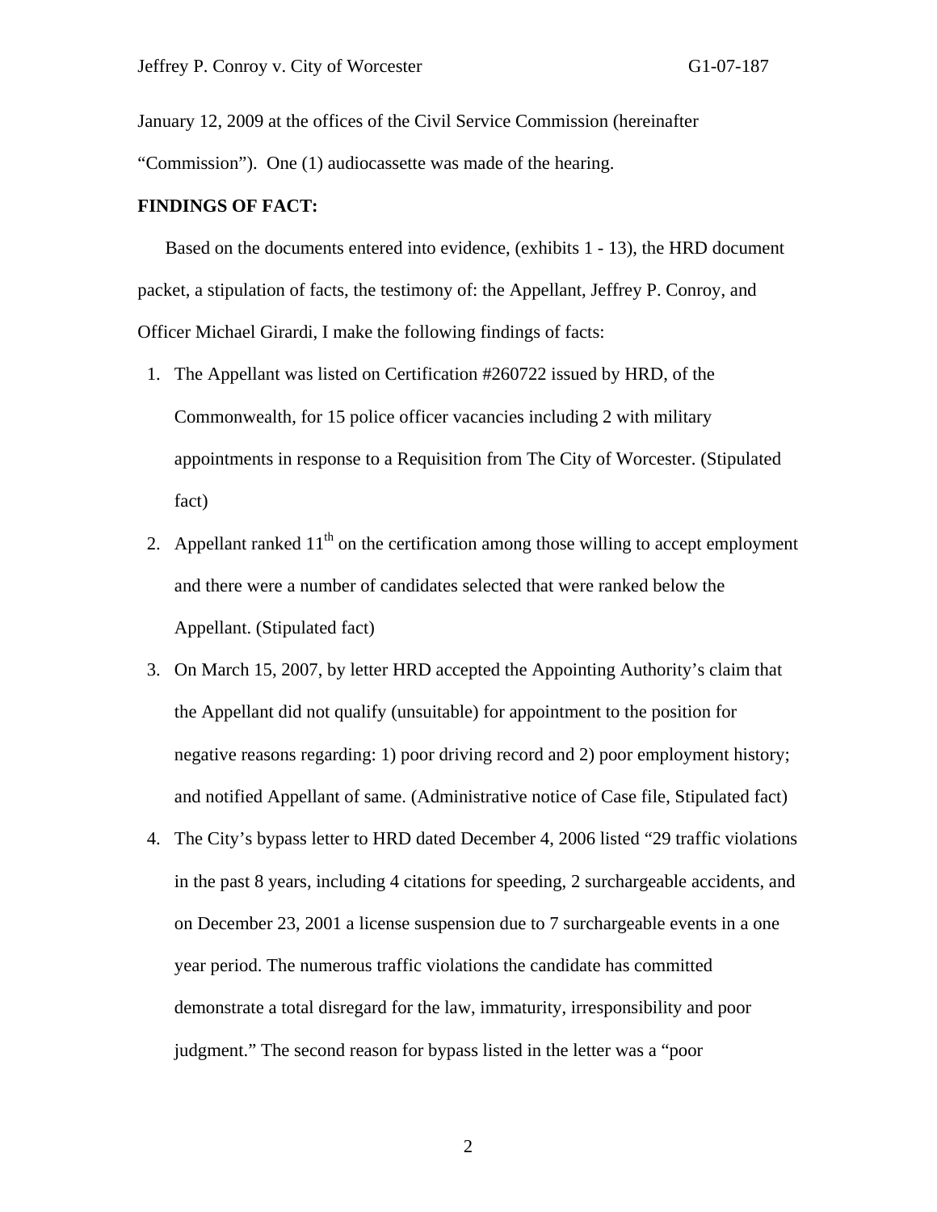January 12, 2009 at the offices of the Civil Service Commission (hereinafter "Commission"). One (1) audiocassette was made of the hearing.

**FINDINGS OF FACT:**

Based on the documents entered into evidence, (exhibits 1 - 13), the HRD document packet, a stipulation of facts, the testimony of: the Appellant, Jeffrey P. Conroy, and Officer Michael Girardi, I make the following findings of facts:

1. The Appellant was listed on Certification #260722 issued by HRD, of the Commonwealth, for 15 police officer vacancies including 2 with military appointments in response to a Requisition from The City of Worcester. (Stipulated fact)
2. Appellant ranked 11th on the certification among those willing to accept employment and there were a number of candidates selected that were ranked below the Appellant. (Stipulated fact)
3. On March 15, 2007, by letter HRD accepted the Appointing Authority's claim that the Appellant did not qualify (unsuitable) for appointment to the position for negative reasons regarding: 1) poor driving record and 2) poor employment history; and notified Appellant of same. (Administrative notice of Case file, Stipulated fact)
4. The City's bypass letter to HRD dated December 4, 2006 listed "29 traffic violations in the past 8 years, including 4 citations for speeding, 2 surchargeable accidents, and on December 23, 2001 a license suspension due to 7 surchargeable events in a one year period. The numerous traffic violations the candidate has committed demonstrate a total disregard for the law, immaturity, irresponsibility and poor judgment." The second reason for bypass listed in the letter was a "poor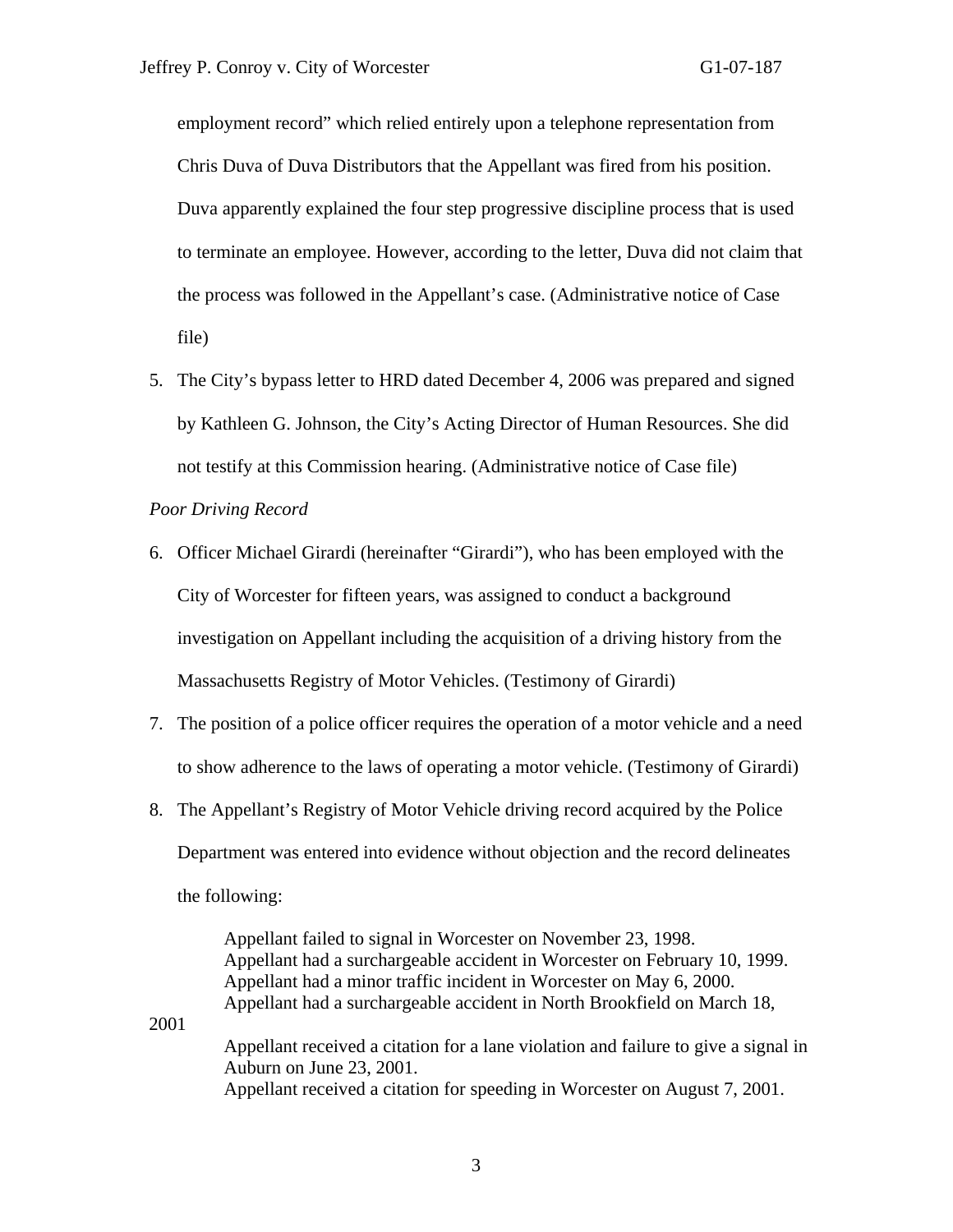employment record" which relied entirely upon a telephone representation from Chris Duva of Duva Distributors that the Appellant was fired from his position. Duva apparently explained the four step progressive discipline process that is used to terminate an employee. However, according to the letter, Duva did not claim that the process was followed in the Appellant's case. (Administrative notice of Case file)

5. The City's bypass letter to HRD dated December 4, 2006 was prepared and signed by Kathleen G. Johnson, the City's Acting Director of Human Resources. She did not testify at this Commission hearing. (Administrative notice of Case file)

*Poor Driving Record*

6. Officer Michael Girardi (hereinafter "Girardi"), who has been employed with the City of Worcester for fifteen years, was assigned to conduct a background investigation on Appellant including the acquisition of a driving history from the Massachusetts Registry of Motor Vehicles. (Testimony of Girardi)
7. The position of a police officer requires the operation of a motor vehicle and a need to show adherence to the laws of operating a motor vehicle. (Testimony of Girardi)
8. The Appellant's Registry of Motor Vehicle driving record acquired by the Police Department was entered into evidence without objection and the record delineates the following:

   Appellant failed to signal in Worcester on November 23, 1998.
   Appellant had a surchargeable accident in Worcester on February 10, 1999.
   Appellant had a minor traffic incident in Worcester on May 6, 2000.
   Appellant had a surchargeable accident in North Brookfield on March 18, 2001
   Appellant received a citation for a lane violation and failure to give a signal in Auburn on June 23, 2001.
   Appellant received a citation for speeding in Worcester on August 7, 2001.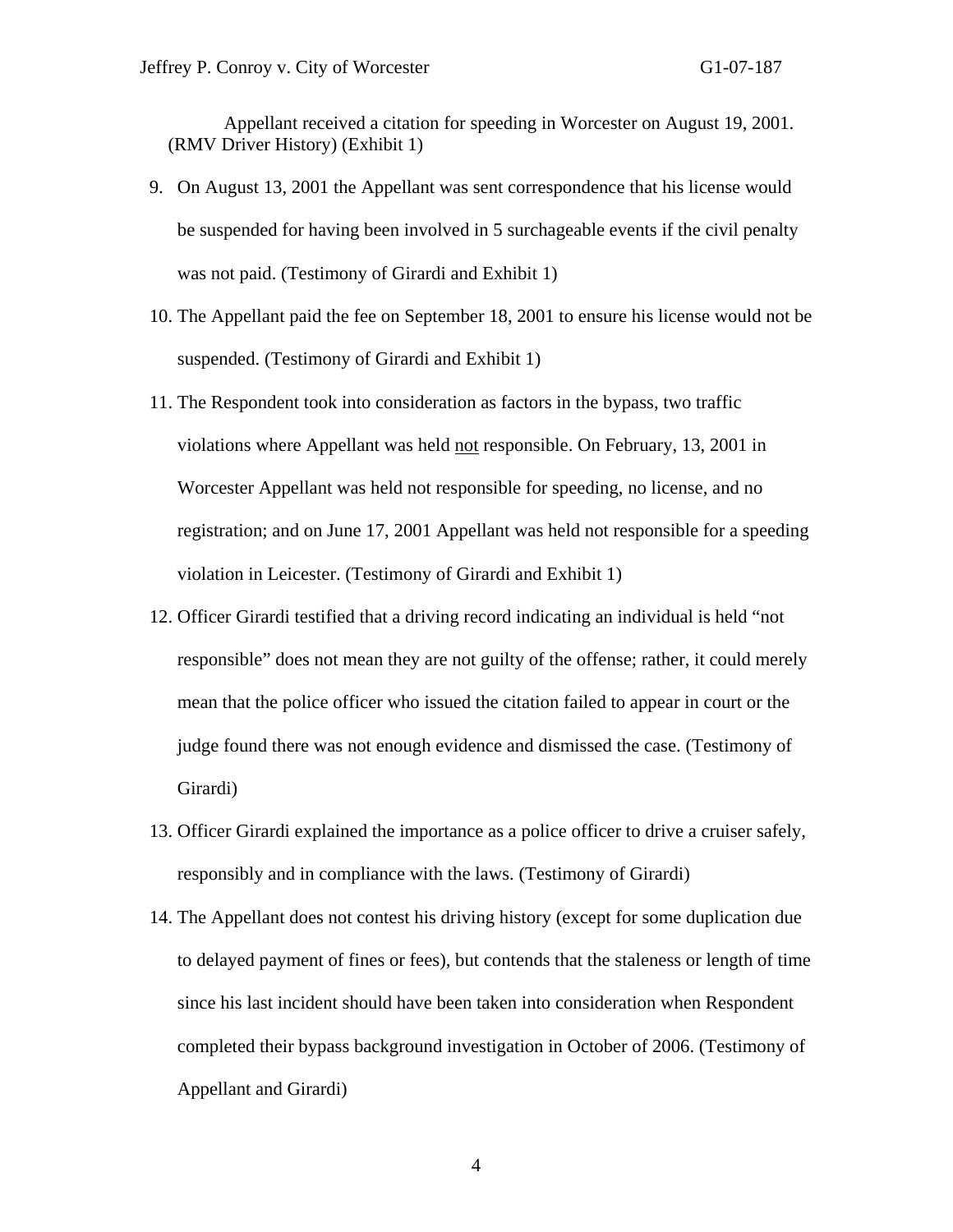Appellant received a citation for speeding in Worcester on August 19, 2001. (RMV Driver History) (Exhibit 1)

9. On August 13, 2001 the Appellant was sent correspondence that his license would be suspended for having been involved in 5 surchageable events if the civil penalty was not paid. (Testimony of Girardi and Exhibit 1)

10. The Appellant paid the fee on September 18, 2001 to ensure his license would not be suspended. (Testimony of Girardi and Exhibit 1)

11. The Respondent took into consideration as factors in the bypass, two traffic violations where Appellant was held not responsible. On February, 13, 2001 in Worcester Appellant was held not responsible for speeding, no license, and no registration; and on June 17, 2001 Appellant was held not responsible for a speeding violation in Leicester. (Testimony of Girardi and Exhibit 1)

12. Officer Girardi testified that a driving record indicating an individual is held "not responsible" does not mean they are not guilty of the offense; rather, it could merely mean that the police officer who issued the citation failed to appear in court or the judge found there was not enough evidence and dismissed the case. (Testimony of Girardi)

13. Officer Girardi explained the importance as a police officer to drive a cruiser safely, responsibly and in compliance with the laws. (Testimony of Girardi)

14. The Appellant does not contest his driving history (except for some duplication due to delayed payment of fines or fees), but contends that the staleness or length of time since his last incident should have been taken into consideration when Respondent completed their bypass background investigation in October of 2006. (Testimony of Appellant and Girardi)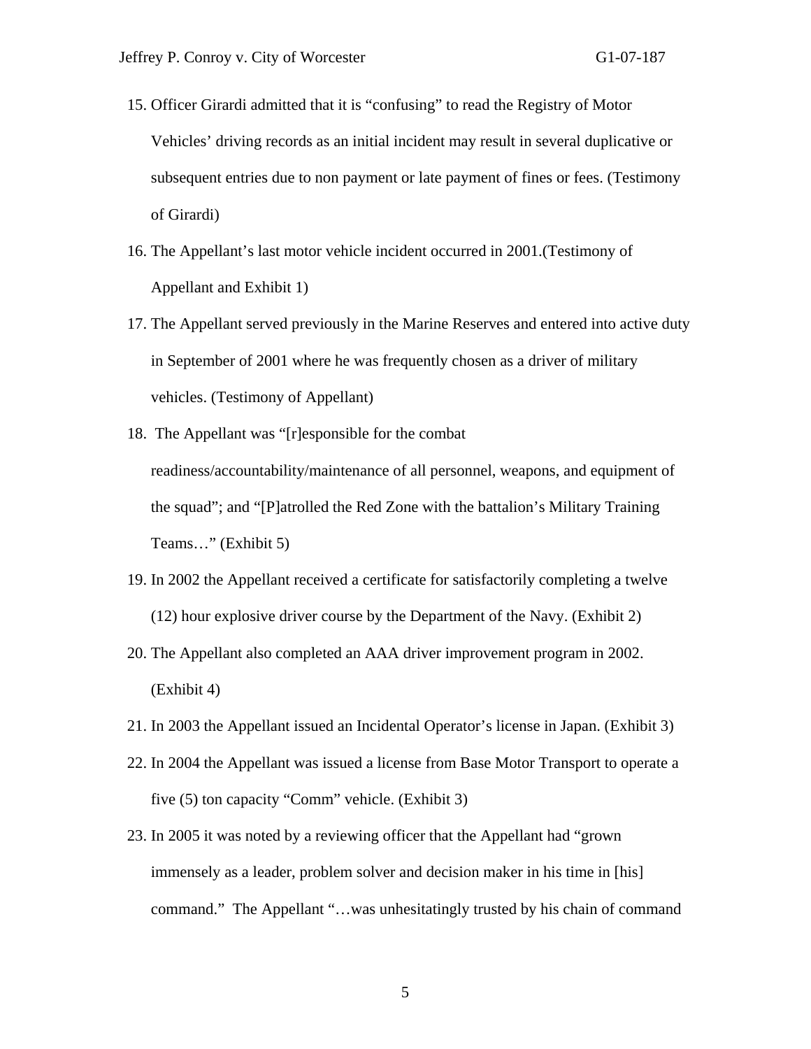15. Officer Girardi admitted that it is "confusing" to read the Registry of Motor Vehicles' driving records as an initial incident may result in several duplicative or subsequent entries due to non payment or late payment of fines or fees. (Testimony of Girardi)
16. The Appellant's last motor vehicle incident occurred in 2001.(Testimony of Appellant and Exhibit 1)
17. The Appellant served previously in the Marine Reserves and entered into active duty in September of 2001 where he was frequently chosen as a driver of military vehicles. (Testimony of Appellant)
18. The Appellant was "[r]esponsible for the combat readiness/accountability/maintenance of all personnel, weapons, and equipment of the squad"; and "[P]atrolled the Red Zone with the battalion's Military Training Teams…" (Exhibit 5)
19. In 2002 the Appellant received a certificate for satisfactorily completing a twelve (12) hour explosive driver course by the Department of the Navy. (Exhibit 2)
20. The Appellant also completed an AAA driver improvement program in 2002. (Exhibit 4)
21. In 2003 the Appellant issued an Incidental Operator's license in Japan. (Exhibit 3)
22. In 2004 the Appellant was issued a license from Base Motor Transport to operate a five (5) ton capacity "Comm" vehicle. (Exhibit 3)
23. In 2005 it was noted by a reviewing officer that the Appellant had "grown immensely as a leader, problem solver and decision maker in his time in [his] command." The Appellant "…was unhesitatingly trusted by his chain of command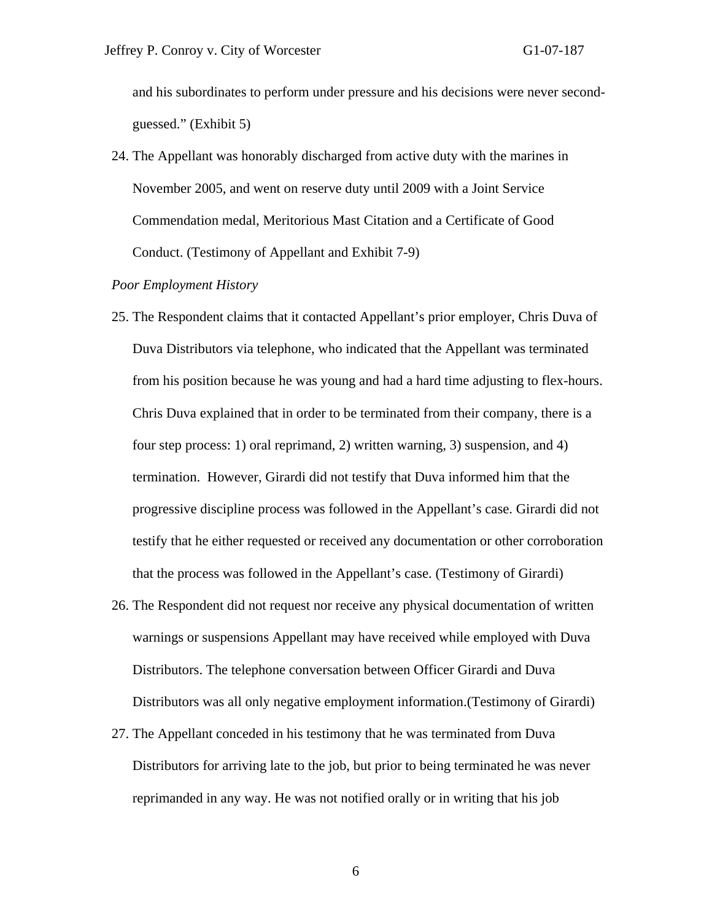and his subordinates to perform under pressure and his decisions were never second-guessed." (Exhibit 5)

24. The Appellant was honorably discharged from active duty with the marines in November 2005, and went on reserve duty until 2009 with a Joint Service Commendation medal, Meritorious Mast Citation and a Certificate of Good Conduct. (Testimony of Appellant and Exhibit 7-9)

*Poor Employment History*

25. The Respondent claims that it contacted Appellant's prior employer, Chris Duva of Duva Distributors via telephone, who indicated that the Appellant was terminated from his position because he was young and had a hard time adjusting to flex-hours. Chris Duva explained that in order to be terminated from their company, there is a four step process: 1) oral reprimand, 2) written warning, 3) suspension, and 4) termination. However, Girardi did not testify that Duva informed him that the progressive discipline process was followed in the Appellant's case. Girardi did not testify that he either requested or received any documentation or other corroboration that the process was followed in the Appellant's case. (Testimony of Girardi)

26. The Respondent did not request nor receive any physical documentation of written warnings or suspensions Appellant may have received while employed with Duva Distributors. The telephone conversation between Officer Girardi and Duva Distributors was all only negative employment information.(Testimony of Girardi)

27. The Appellant conceded in his testimony that he was terminated from Duva Distributors for arriving late to the job, but prior to being terminated he was never reprimanded in any way. He was not notified orally or in writing that his job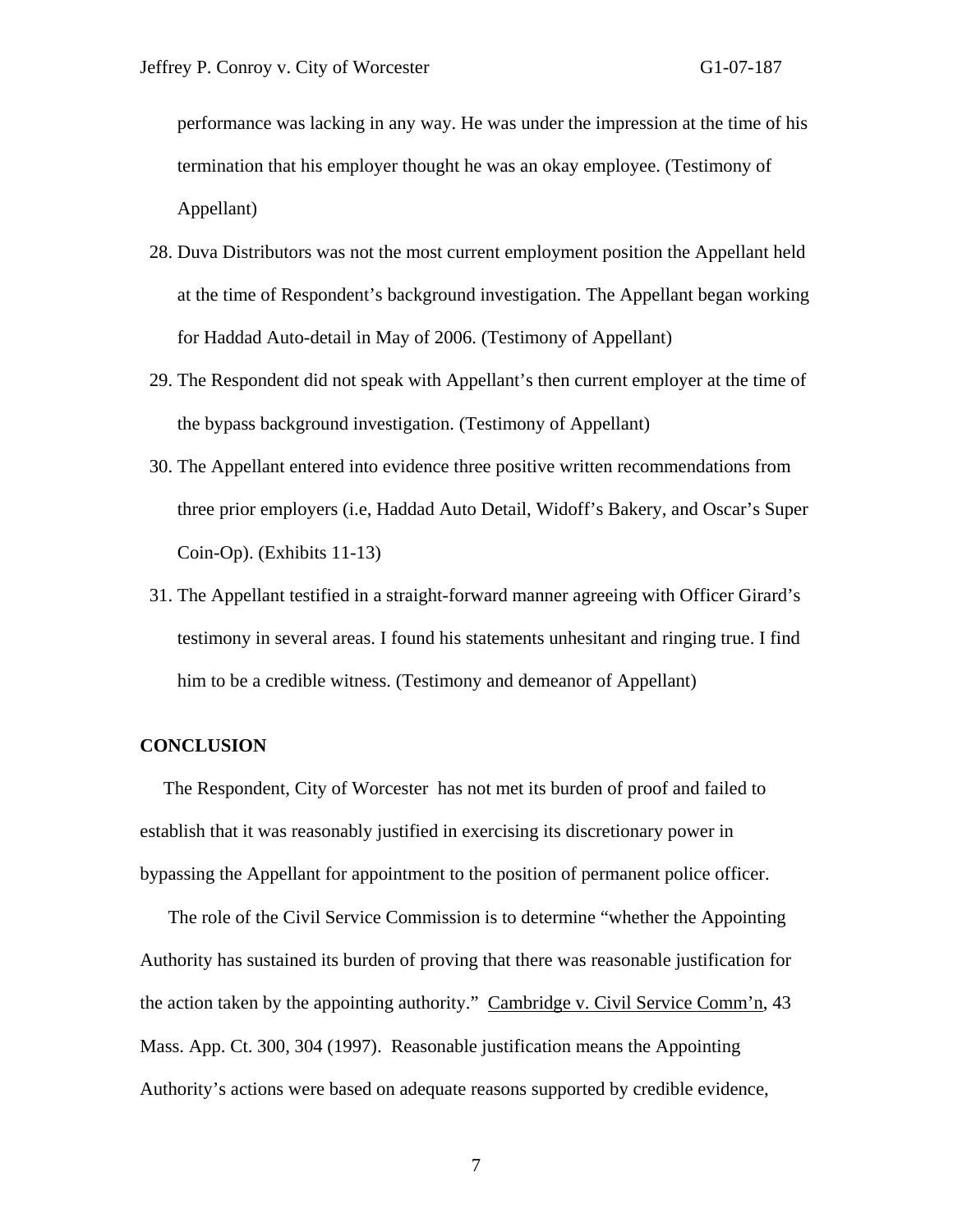performance was lacking in any way. He was under the impression at the time of his termination that his employer thought he was an okay employee. (Testimony of Appellant)

28. Duva Distributors was not the most current employment position the Appellant held at the time of Respondent's background investigation. The Appellant began working for Haddad Auto-detail in May of 2006. (Testimony of Appellant)
29. The Respondent did not speak with Appellant's then current employer at the time of the bypass background investigation. (Testimony of Appellant)
30. The Appellant entered into evidence three positive written recommendations from three prior employers (i.e, Haddad Auto Detail, Widoff's Bakery, and Oscar's Super Coin-Op). (Exhibits 11-13)
31. The Appellant testified in a straight-forward manner agreeing with Officer Girard's testimony in several areas. I found his statements unhesitant and ringing true. I find him to be a credible witness. (Testimony and demeanor of Appellant)

**CONCLUSION**

The Respondent, City of Worcester has not met its burden of proof and failed to establish that it was reasonably justified in exercising its discretionary power in bypassing the Appellant for appointment to the position of permanent police officer.

The role of the Civil Service Commission is to determine "whether the Appointing Authority has sustained its burden of proving that there was reasonable justification for the action taken by the appointing authority." Cambridge v. Civil Service Comm'n, 43 Mass. App. Ct. 300, 304 (1997). Reasonable justification means the Appointing Authority's actions were based on adequate reasons supported by credible evidence,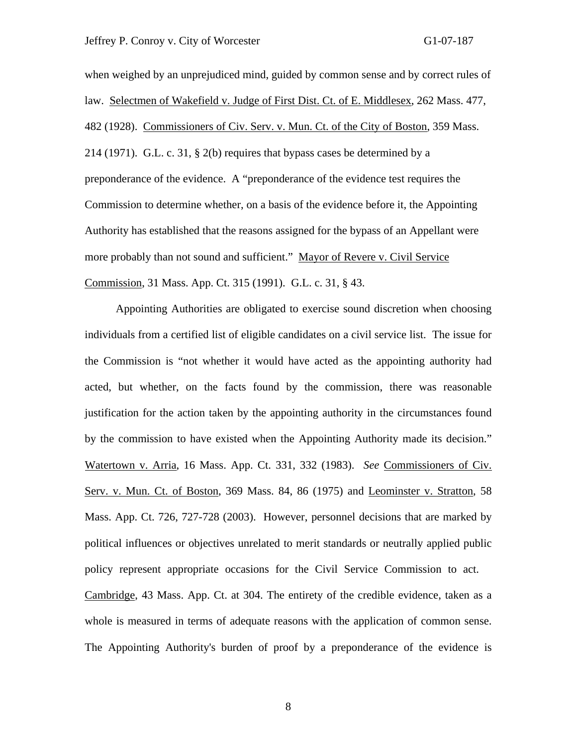when weighed by an unprejudiced mind, guided by common sense and by correct rules of law. Selectmen of Wakefield v. Judge of First Dist. Ct. of E. Middlesex, 262 Mass. 477, 482 (1928). Commissioners of Civ. Serv. v. Mun. Ct. of the City of Boston, 359 Mass. 214 (1971). G.L. c. 31, § 2(b) requires that bypass cases be determined by a preponderance of the evidence. A "preponderance of the evidence test requires the Commission to determine whether, on a basis of the evidence before it, the Appointing Authority has established that the reasons assigned for the bypass of an Appellant were more probably than not sound and sufficient." Mayor of Revere v. Civil Service Commission, 31 Mass. App. Ct. 315 (1991). G.L. c. 31, § 43.

Appointing Authorities are obligated to exercise sound discretion when choosing individuals from a certified list of eligible candidates on a civil service list. The issue for the Commission is "not whether it would have acted as the appointing authority had acted, but whether, on the facts found by the commission, there was reasonable justification for the action taken by the appointing authority in the circumstances found by the commission to have existed when the Appointing Authority made its decision." Watertown v. Arria, 16 Mass. App. Ct. 331, 332 (1983). *See* Commissioners of Civ. Serv. v. Mun. Ct. of Boston, 369 Mass. 84, 86 (1975) and Leominster v. Stratton, 58 Mass. App. Ct. 726, 727-728 (2003). However, personnel decisions that are marked by political influences or objectives unrelated to merit standards or neutrally applied public policy represent appropriate occasions for the Civil Service Commission to act. Cambridge, 43 Mass. App. Ct. at 304. The entirety of the credible evidence, taken as a whole is measured in terms of adequate reasons with the application of common sense. The Appointing Authority's burden of proof by a preponderance of the evidence is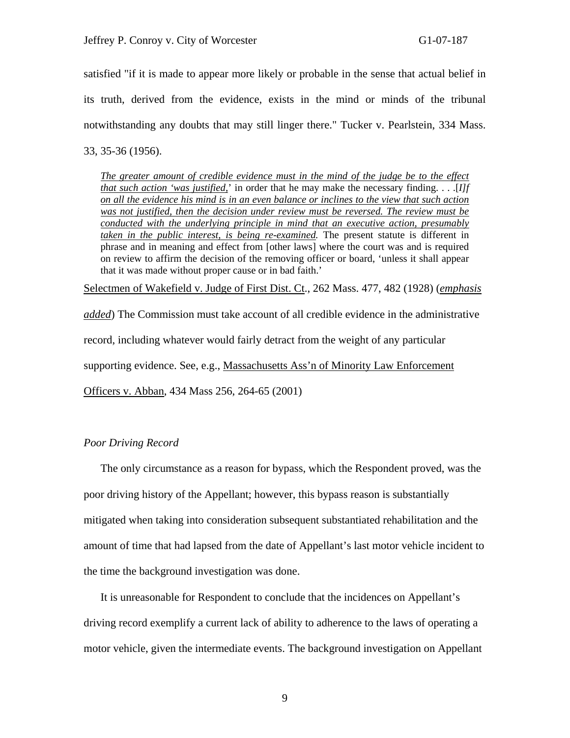satisfied "if it is made to appear more likely or probable in the sense that actual belief in its truth, derived from the evidence, exists in the mind or minds of the tribunal notwithstanding any doubts that may still linger there." Tucker v. Pearlstein, 334 Mass. 33, 35-36 (1956).

> *The greater amount of credible evidence must in the mind of the judge be to the effect that such action 'was justified,'* in order that he may make the necessary finding. . . .*[I]f on all the evidence his mind is in an even balance or inclines to the view that such action was not justified, then the decision under review must be reversed. The review must be conducted with the underlying principle in mind that an executive action, presumably taken in the public interest, is being re-examined.* The present statute is different in phrase and in meaning and effect from [other laws] where the court was and is required on review to affirm the decision of the removing officer or board, 'unless it shall appear that it was made without proper cause or in bad faith.'

Selectmen of Wakefield v. Judge of First Dist. Ct., 262 Mass. 477, 482 (1928) (*emphasis added*) The Commission must take account of all credible evidence in the administrative record, including whatever would fairly detract from the weight of any particular supporting evidence. See, e.g., Massachusetts Ass'n of Minority Law Enforcement Officers v. Abban, 434 Mass 256, 264-65 (2001)

*Poor Driving Record*

The only circumstance as a reason for bypass, which the Respondent proved, was the poor driving history of the Appellant; however, this bypass reason is substantially mitigated when taking into consideration subsequent substantiated rehabilitation and the amount of time that had lapsed from the date of Appellant's last motor vehicle incident to the time the background investigation was done.

It is unreasonable for Respondent to conclude that the incidences on Appellant's driving record exemplify a current lack of ability to adherence to the laws of operating a motor vehicle, given the intermediate events. The background investigation on Appellant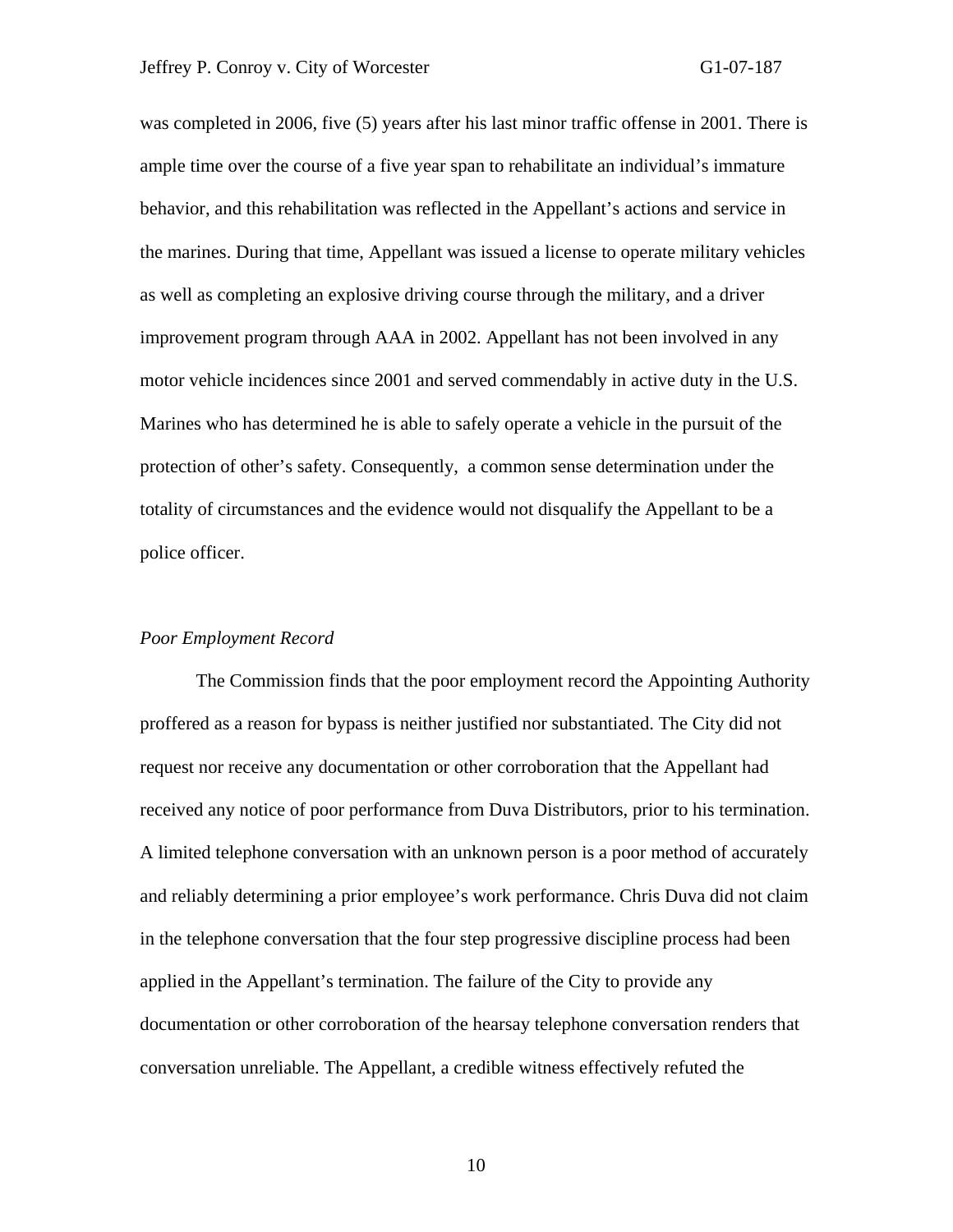was completed in 2006, five (5) years after his last minor traffic offense in 2001. There is ample time over the course of a five year span to rehabilitate an individual's immature behavior, and this rehabilitation was reflected in the Appellant's actions and service in the marines. During that time, Appellant was issued a license to operate military vehicles as well as completing an explosive driving course through the military, and a driver improvement program through AAA in 2002. Appellant has not been involved in any motor vehicle incidences since 2001 and served commendably in active duty in the U.S. Marines who has determined he is able to safely operate a vehicle in the pursuit of the protection of other's safety. Consequently, a common sense determination under the totality of circumstances and the evidence would not disqualify the Appellant to be a police officer.

*Poor Employment Record*

The Commission finds that the poor employment record the Appointing Authority proffered as a reason for bypass is neither justified nor substantiated. The City did not request nor receive any documentation or other corroboration that the Appellant had received any notice of poor performance from Duva Distributors, prior to his termination. A limited telephone conversation with an unknown person is a poor method of accurately and reliably determining a prior employee's work performance. Chris Duva did not claim in the telephone conversation that the four step progressive discipline process had been applied in the Appellant's termination. The failure of the City to provide any documentation or other corroboration of the hearsay telephone conversation renders that conversation unreliable. The Appellant, a credible witness effectively refuted the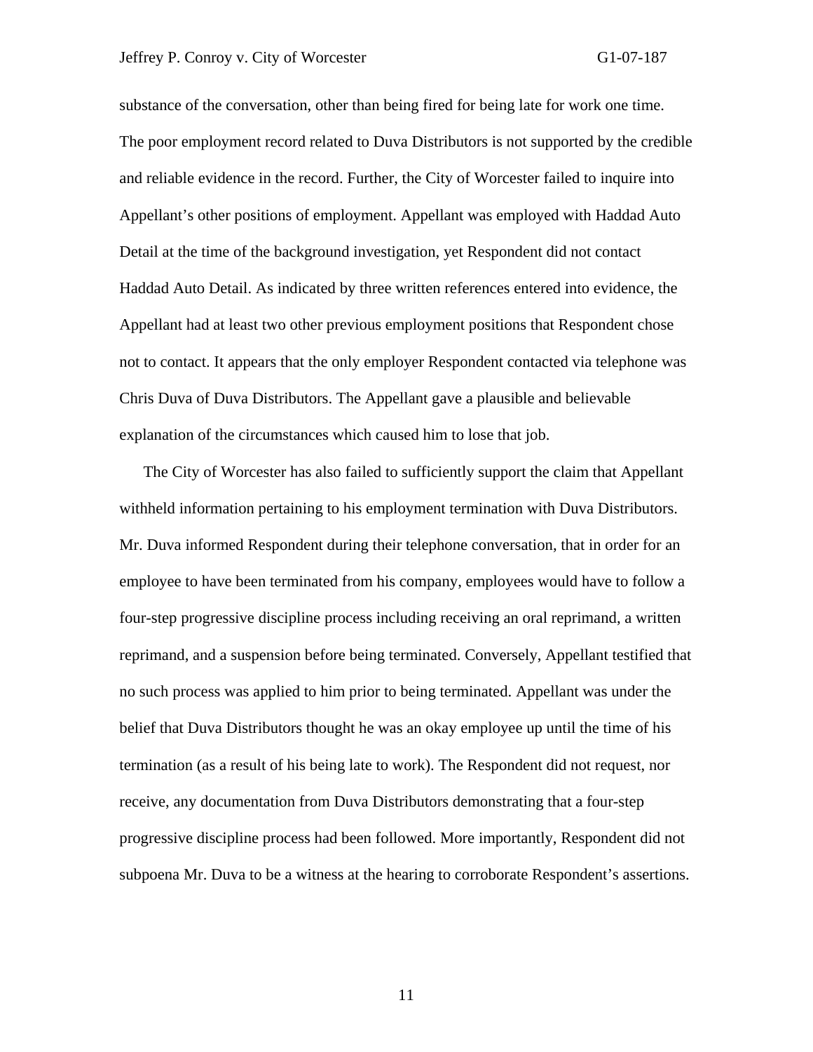substance of the conversation, other than being fired for being late for work one time. The poor employment record related to Duva Distributors is not supported by the credible and reliable evidence in the record. Further, the City of Worcester failed to inquire into Appellant's other positions of employment. Appellant was employed with Haddad Auto Detail at the time of the background investigation, yet Respondent did not contact Haddad Auto Detail. As indicated by three written references entered into evidence, the Appellant had at least two other previous employment positions that Respondent chose not to contact. It appears that the only employer Respondent contacted via telephone was Chris Duva of Duva Distributors. The Appellant gave a plausible and believable explanation of the circumstances which caused him to lose that job.

The City of Worcester has also failed to sufficiently support the claim that Appellant withheld information pertaining to his employment termination with Duva Distributors. Mr. Duva informed Respondent during their telephone conversation, that in order for an employee to have been terminated from his company, employees would have to follow a four-step progressive discipline process including receiving an oral reprimand, a written reprimand, and a suspension before being terminated. Conversely, Appellant testified that no such process was applied to him prior to being terminated. Appellant was under the belief that Duva Distributors thought he was an okay employee up until the time of his termination (as a result of his being late to work). The Respondent did not request, nor receive, any documentation from Duva Distributors demonstrating that a four-step progressive discipline process had been followed. More importantly, Respondent did not subpoena Mr. Duva to be a witness at the hearing to corroborate Respondent's assertions.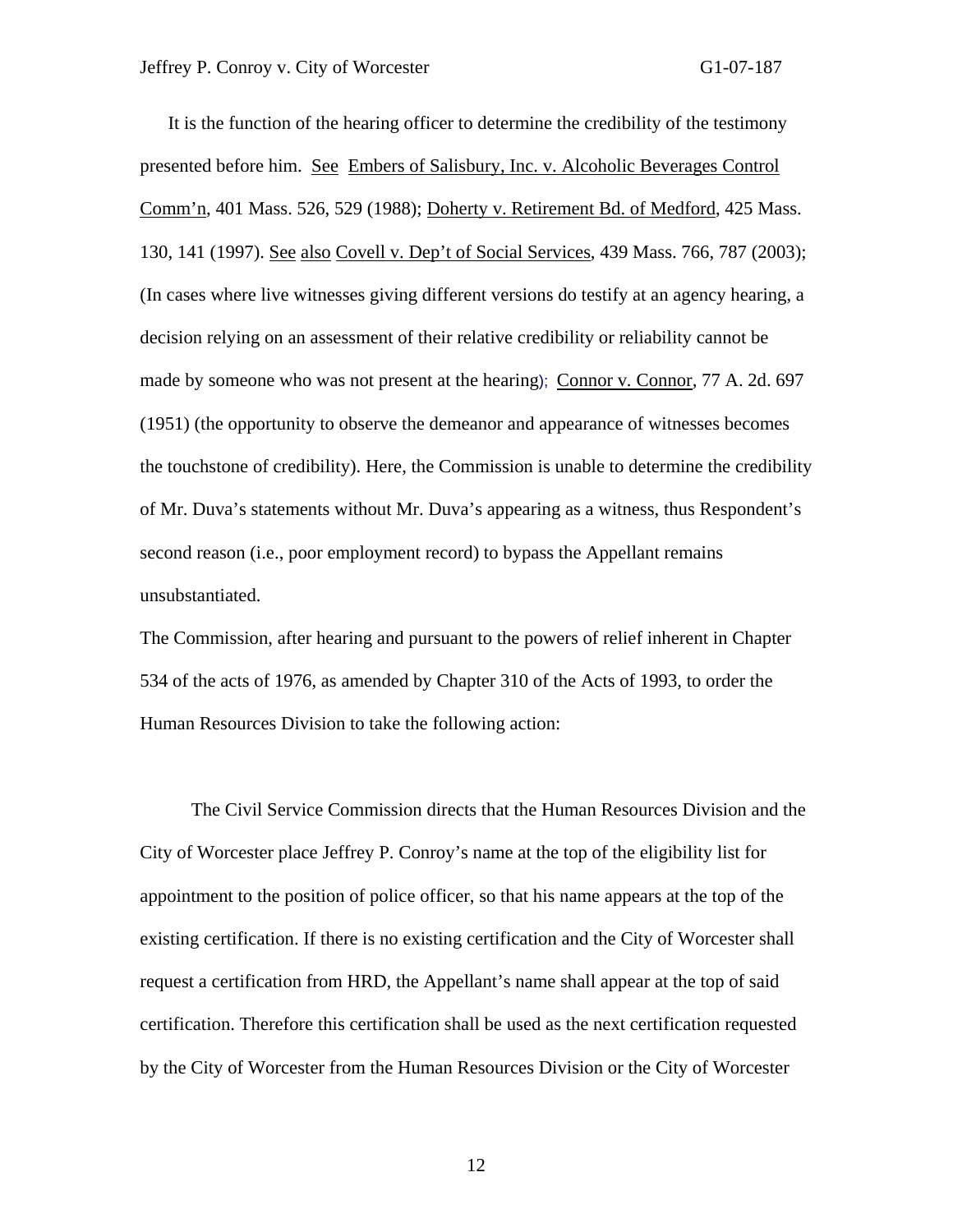It is the function of the hearing officer to determine the credibility of the testimony presented before him. See Embers of Salisbury, Inc. v. Alcoholic Beverages Control Comm'n, 401 Mass. 526, 529 (1988); Doherty v. Retirement Bd. of Medford, 425 Mass. 130, 141 (1997). See also Covell v. Dep't of Social Services, 439 Mass. 766, 787 (2003); (In cases where live witnesses giving different versions do testify at an agency hearing, a decision relying on an assessment of their relative credibility or reliability cannot be made by someone who was not present at the hearing); Connor v. Connor, 77 A. 2d. 697 (1951) (the opportunity to observe the demeanor and appearance of witnesses becomes the touchstone of credibility). Here, the Commission is unable to determine the credibility of Mr. Duva's statements without Mr. Duva's appearing as a witness, thus Respondent's second reason (i.e., poor employment record) to bypass the Appellant remains unsubstantiated.

The Commission, after hearing and pursuant to the powers of relief inherent in Chapter 534 of the acts of 1976, as amended by Chapter 310 of the Acts of 1993, to order the Human Resources Division to take the following action:

The Civil Service Commission directs that the Human Resources Division and the City of Worcester place Jeffrey P. Conroy's name at the top of the eligibility list for appointment to the position of police officer, so that his name appears at the top of the existing certification. If there is no existing certification and the City of Worcester shall request a certification from HRD, the Appellant's name shall appear at the top of said certification. Therefore this certification shall be used as the next certification requested by the City of Worcester from the Human Resources Division or the City of Worcester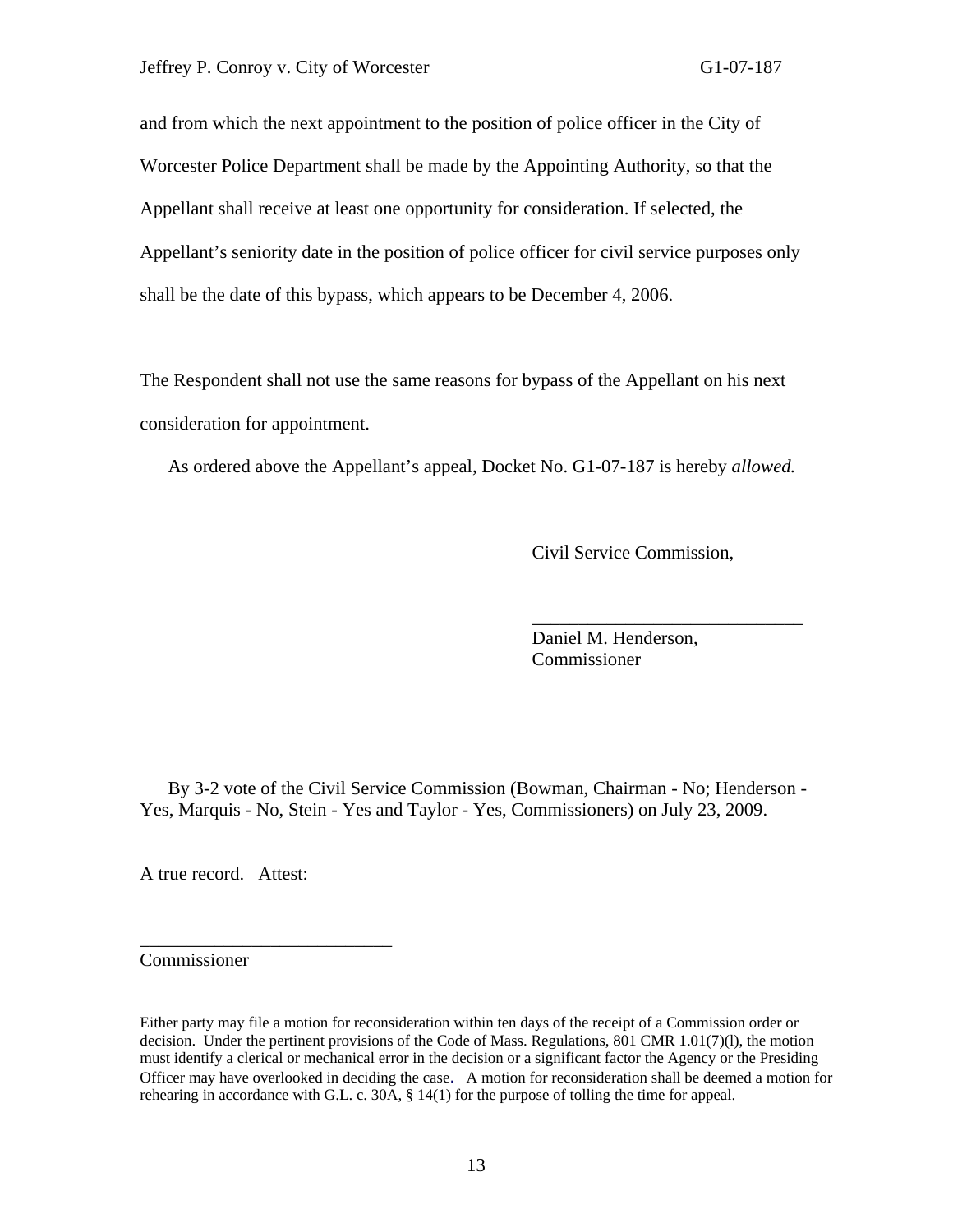and from which the next appointment to the position of police officer in the City of Worcester Police Department shall be made by the Appointing Authority, so that the Appellant shall receive at least one opportunity for consideration. If selected, the Appellant's seniority date in the position of police officer for civil service purposes only shall be the date of this bypass, which appears to be December 4, 2006.

The Respondent shall not use the same reasons for bypass of the Appellant on his next consideration for appointment.

As ordered above the Appellant's appeal, Docket No. G1-07-187 is hereby *allowed.*

Civil Service Commission,

_____________________________
Daniel M. Henderson,
Commissioner

By 3-2 vote of the Civil Service Commission (Bowman, Chairman - No; Henderson - Yes, Marquis - No, Stein - Yes and Taylor - Yes, Commissioners) on July 23, 2009.

A true record. Attest:

___________________________
Commissioner

Either party may file a motion for reconsideration within ten days of the receipt of a Commission order or decision. Under the pertinent provisions of the Code of Mass. Regulations, 801 CMR 1.01(7)(l), the motion must identify a clerical or mechanical error in the decision or a significant factor the Agency or the Presiding Officer may have overlooked in deciding the case. A motion for reconsideration shall be deemed a motion for rehearing in accordance with G.L. c. 30A, § 14(1) for the purpose of tolling the time for appeal.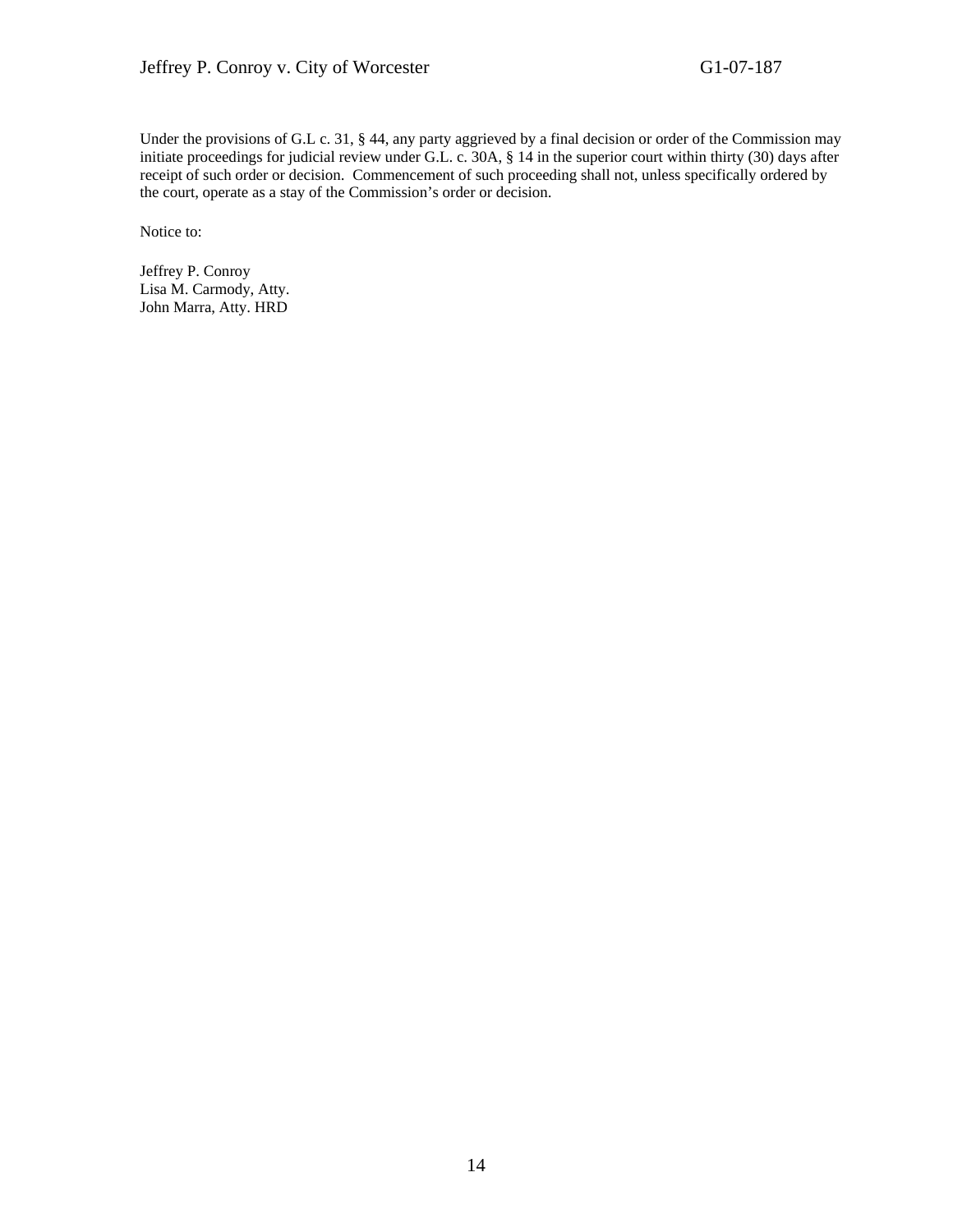Under the provisions of G.L c. 31, § 44, any party aggrieved by a final decision or order of the Commission may initiate proceedings for judicial review under G.L. c. 30A, § 14 in the superior court within thirty (30) days after receipt of such order or decision. Commencement of such proceeding shall not, unless specifically ordered by the court, operate as a stay of the Commission's order or decision.

Notice to:

Jeffrey P. Conroy
Lisa M. Carmody, Atty.
John Marra, Atty. HRD